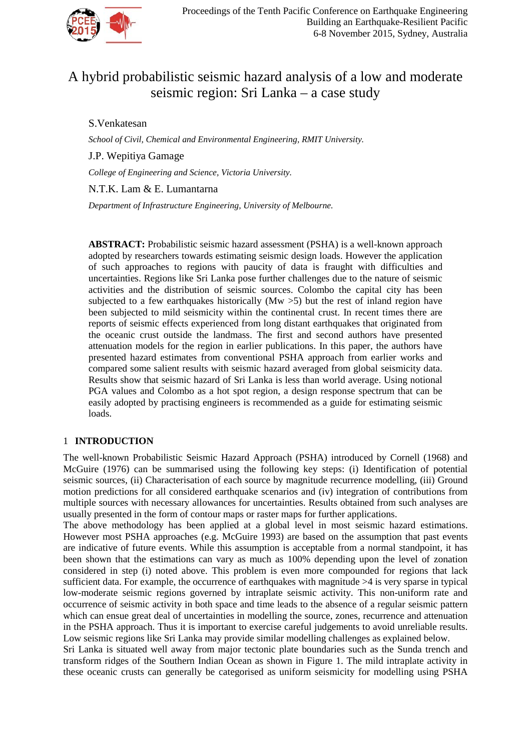# A hybrid probabilistic seismic hazard analysis of a low and moderate seismic region: Sri Lanka – a case study

S.Venkatesan

*School of Civil, Chemical and Environmental Engineering, RMIT University.*

J.P. Wepitiya Gamage

*College of Engineering and Science, Victoria University.*

N.T.K. Lam & E. Lumantarna

*Department of Infrastructure Engineering, University of Melbourne.*

**ABSTRACT:** Probabilistic seismic hazard assessment (PSHA) is a well-known approach adopted by researchers towards estimating seismic design loads. However the application of such approaches to regions with paucity of data is fraught with difficulties and uncertainties. Regions like Sri Lanka pose further challenges due to the nature of seismic activities and the distribution of seismic sources. Colombo the capital city has been subjected to a few earthquakes historically (Mw >5) but the rest of inland region have been subjected to mild seismicity within the continental crust. In recent times there are reports of seismic effects experienced from long distant earthquakes that originated from the oceanic crust outside the landmass. The first and second authors have presented attenuation models for the region in earlier publications. In this paper, the authors have presented hazard estimates from conventional PSHA approach from earlier works and compared some salient results with seismic hazard averaged from global seismicity data. Results show that seismic hazard of Sri Lanka is less than world average. Using notional PGA values and Colombo as a hot spot region, a design response spectrum that can be easily adopted by practising engineers is recommended as a guide for estimating seismic loads.

## 1 INTRODUCTION

The well-known Probabilistic Seismic Hazard Approach (PSHA) introduced by Cornell (1968) and McGuire (1976) can be summarised using the following key steps: (i) Identification of potential seismic sources, (ii) Characterisation of each source by magnitude recurrence modelling, (iii) Ground motion predictions for all considered earthquake scenarios and (iv) integration of contributions from multiple sources with necessary allowances for uncertainties. Results obtained from such analyses are usually presented in the form of contour maps or raster maps for further applications.

The above methodology has been applied at a global level in most seismic hazard estimations. However most PSHA approaches (e.g. McGuire 1993) are based on the assumption that past events are indicative of future events. While this assumption is acceptable from a normal standpoint, it has been shown that the estimations can vary as much as 100% depending upon the level of zonation considered in step (i) noted above. This problem is even more compounded for regions that lack sufficient data. For example, the occurrence of earthquakes with magnitude >4 is very sparse in typical low-moderate seismic regions governed by intraplate seismic activity. This non-uniform rate and occurrence of seismic activity in both space and time leads to the absence of a regular seismic pattern which can ensue great deal of uncertainties in modelling the source, zones, recurrence and attenuation in the PSHA approach. Thus it is important to exercise careful judgements to avoid unreliable results. Low seismic regions like Sri Lanka may provide similar modelling challenges as explained below.

Sri Lanka is situated well away from major tectonic plate boundaries such as the Sunda trench and transform ridges of the Southern Indian Ocean as shown in Figure 1. The mild intraplate activity in these oceanic crusts can generally be categorised as uniform seismicity for modelling using PSHA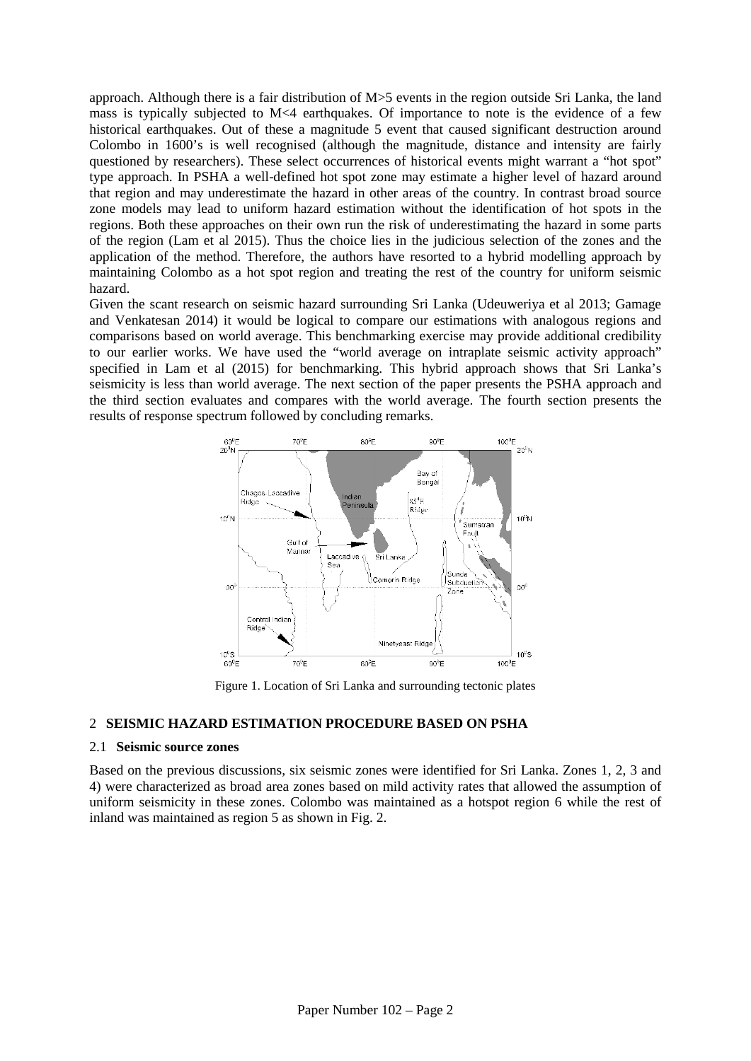approach. Although there is a fair distribution of M>5 events in the region outside Sri Lanka, the land mass is typically subjected to M<4 earthquakes. Of importance to note is the evidence of a few historical earthquakes. Out of these a magnitude 5 event that caused significant destruction around Colombo in 1600's is well recognised (although the magnitude, distance and intensity are fairly questioned by researchers). These select occurrences of historical events might warrant a "hot spot" type approach. In PSHA a well-defined hot spot zone may estimate a higher level of hazard around that region and may underestimate the hazard in other areas of the country. In contrast broad source zone models may lead to uniform hazard estimation without the identification of hot spots in the regions. Both these approaches on their own run the risk of underestimating the hazard in some parts of the region (Lam et al 2015). Thus the choice lies in the judicious selection of the zones and the application of the method. Therefore, the authors have resorted to a hybrid modelling approach by maintaining Colombo as a hot spot region and treating the rest of the country for uniform seismic hazard.

Given the scant research on seismic hazard surrounding Sri Lanka (Udeuweriya et al 2013; Gamage and Venkatesan 2014) it would be logical to compare our estimations with analogous regions and comparisons based on world average. This benchmarking exercise may provide additional credibility to our earlier works. We have used the "world average on intraplate seismic activity approach" specified in Lam et al (2015) for benchmarking. This hybrid approach shows that Sri Lanka's seismicity is less than world average. The next section of the paper presents the PSHA approach and the third section evaluates and compares with the world average. The fourth section presents the results of response spectrum followed by concluding remarks.

Figure 1. Location of Sri Lanka and surrounding tectonic plates

## 2 SEISMIC HAZARD ESTIMATION PROCEDURE BASED ON PSHA

### 2.1 Seismic source zones

Based on the previous discussions, six seismic zones were identified for Sri Lanka. Zones 1, 2, 3 and 4) were characterized as broad area zones based on mild activity rates that allowed the assumption of uniform seismicity in these zones. Colombo was maintained as a hotspot region 6 while the rest of inland was maintained as region 5 as shown in Fig. 2.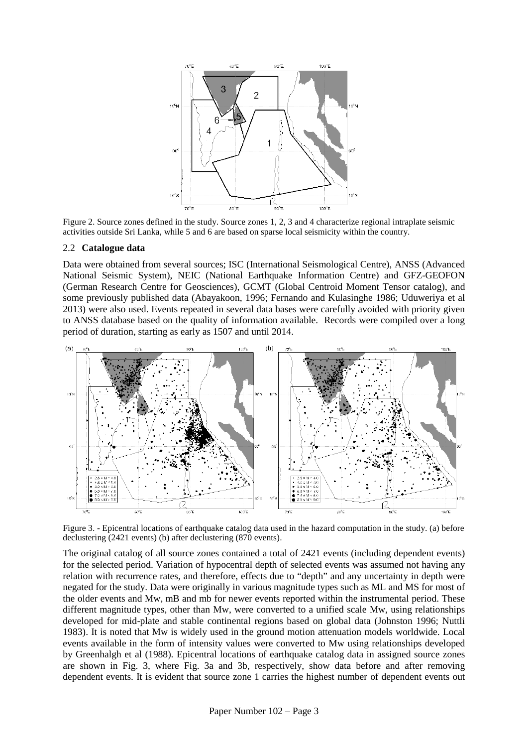Figure 2. Source zones defined in the study. Source zones 1, 2, 3 and 4 characterize regional intraplate seismic activities outside Sri Lanka, while 5 and 6 are based on sparse local seismicity within the country.

### 2.2 **Catalogue data**

Data were obtained from several sources; ISC (International Seismological Centre), ANSS (Advanced National Seismic System), NEIC (National Earthquake Information Centre) and GFZ-GEOFON (German Research Centre for Geosciences), GCMT (Global Centroid Moment Tensor catalog), and some previously published data (Abayakoon, 1996; Fernando and Kulasinghe 1986; Uduweriya et al 2013) were also used. Events repeated in several data bases were carefully avoided with priority given to ANSS database based on the quality of information available. Records were compiled over a long period of duration, starting as early as 1507 and until 2014.

Figure 3. - Epicentral locations of earthquake catalog data used in the hazard computation in the study. (a) before declustering (2421 events) (b) after declustering (870 events).

The original catalog of all source zones contained a total of 2421 events (including dependent events) for the selected period. Variation of hypocentral depth of selected events was assumed not having any relation with recurrence rates, and therefore, effects due to "depth" and any uncertainty in depth were negated for the study. Data were originally in various magnitude types such as ML and MS for most of the older events and Mw, mB and mb for newer events reported within the instrumental period. These different magnitude types, other than Mw, were converted to a unified scale Mw, using relationships developed for mid-plate and stable continental regions based on global data (Johnston 1996; Nuttli 1983). It is noted that Mw is widely used in the ground motion attenuation models worldwide. Local events available in the form of intensity values were converted to Mw using relationships developed by Greenhalgh et al (1988). Epicentral locations of earthquake catalog data in assigned source zones are shown in Fig. 3, where Fig. 3a and 3b, respectively, show data before and after removing dependent events. It is evident that source zone 1 carries the highest number of dependent events out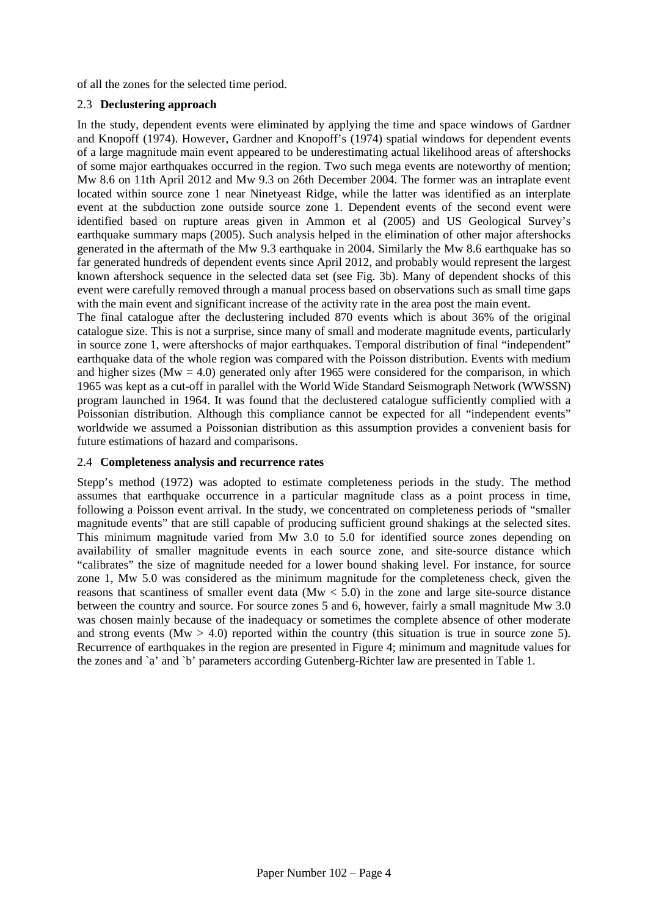of all the zones for the selected time period.

## 2.3 Declustering approach

In the study, dependent events were eliminated by applying the time and space windows of Gardner and Knopoff (1974). However, Gardner and Knopoff's (1974) spatial windows for dependent events of a large magnitude main event appeared to be underestimating actual likelihood areas of aftershocks of some major earthquakes occurred in the region. Two such mega events are noteworthy of mention; Mw 8.6 on 11th April 2012 and Mw 9.3 on 26th December 2004. The former was an intraplate event located within source zone 1 near Ninetyeast Ridge, while the latter was identified as an interplate event at the subduction zone outside source zone 1. Dependent events of the second event were identified based on rupture areas given in Ammon et al (2005) and US Geological Survey's earthquake summary maps (2005). Such analysis helped in the elimination of other major aftershocks generated in the aftermath of the Mw 9.3 earthquake in 2004. Similarly the Mw 8.6 earthquake has so far generated hundreds of dependent events since April 2012, and probably would represent the largest known aftershock sequence in the selected data set (see Fig. 3b). Many of dependent shocks of this event were carefully removed through a manual process based on observations such as small time gaps with the main event and significant increase of the activity rate in the area post the main event.

The final catalogue after the declustering included 870 events which is about 36% of the original catalogue size. This is not a surprise, since many of small and moderate magnitude events, particularly in source zone 1, were aftershocks of major earthquakes. Temporal distribution of final "independent" earthquake data of the whole region was compared with the Poisson distribution. Events with medium and higher sizes (Mw = 4.0) generated only after 1965 were considered for the comparison, in which 1965 was kept as a cut-off in parallel with the World Wide Standard Seismograph Network (WWSSN) program launched in 1964. It was found that the declustered catalogue sufficiently complied with a Poissonian distribution. Although this compliance cannot be expected for all "independent events" worldwide we assumed a Poissonian distribution as this assumption provides a convenient basis for future estimations of hazard and comparisons.

## 2.4 Completeness analysis and recurrence rates

Stepp's method (1972) was adopted to estimate completeness periods in the study. The method assumes that earthquake occurrence in a particular magnitude class as a point process in time, following a Poisson event arrival. In the study, we concentrated on completeness periods of "smaller magnitude events" that are still capable of producing sufficient ground shakings at the selected sites. This minimum magnitude varied from Mw 3.0 to 5.0 for identified source zones depending on availability of smaller magnitude events in each source zone, and site-source distance which "calibrates" the size of magnitude needed for a lower bound shaking level. For instance, for source zone 1, Mw 5.0 was considered as the minimum magnitude for the completeness check, given the reasons that scantiness of smaller event data (Mw < 5.0) in the zone and large site-source distance between the country and source. For source zones 5 and 6, however, fairly a small magnitude Mw 3.0 was chosen mainly because of the inadequacy or sometimes the complete absence of other moderate and strong events (Mw > 4.0) reported within the country (this situation is true in source zone 5). Recurrence of earthquakes in the region are presented in Figure 4; minimum and magnitude values for the zones and `a' and `b' parameters according Gutenberg-Richter law are presented in Table 1.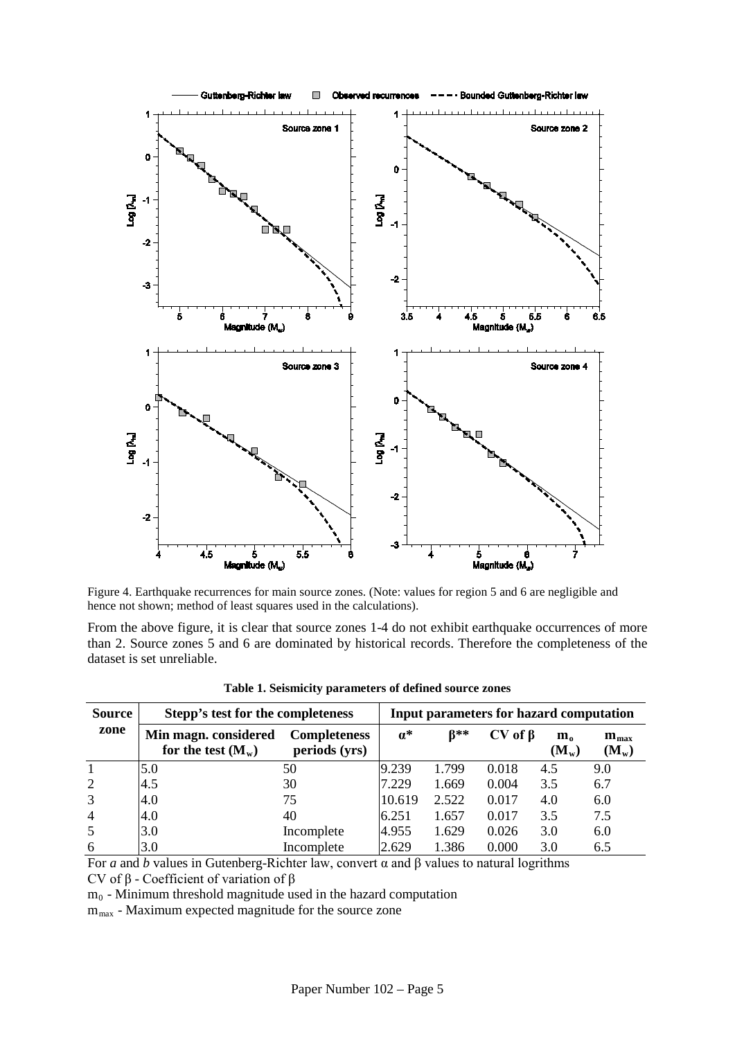Figure 4. Earthquake recurrences for main source zones. (Note: values for region 5 and 6 are negligible and hence not shown; method of least squares used in the calculations).

From the above figure, it is clear that source zones 1-4 do not exhibit earthquake occurrences of more than 2. Source zones 5 and 6 are dominated by historical records. Therefore the completeness of the dataset is set unreliable.

**Table 1. Seismicity parameters of defined source zones**

| Source zone | Stepp's test for the completeness | | Input parameters for hazard computation | | | | |
|---|---|---|---|---|---|---|---|
| | Min magn. considered for the test ($M_w$) | Completeness periods (yrs) | $\alpha$* | $\beta$** | CV of $\beta$ | $m_o$ ($M_w$) | $m_{max}$ ($M_w$) |
| 1 | 5.0 | 50 | 9.239 | 1.799 | 0.018 | 4.5 | 9.0 |
| 2 | 4.5 | 30 | 7.229 | 1.669 | 0.004 | 3.5 | 6.7 |
| 3 | 4.0 | 75 | 10.619 | 2.522 | 0.017 | 4.0 | 6.0 |
| 4 | 4.0 | 40 | 6.251 | 1.657 | 0.017 | 3.5 | 7.5 |
| 5 | 3.0 | Incomplete | 4.955 | 1.629 | 0.026 | 3.0 | 6.0 |
| 6 | 3.0 | Incomplete | 2.629 | 1.386 | 0.000 | 3.0 | 6.5 |

For *a* and *b* values in Gutenberg-Richter law, convert $\alpha$ and $\beta$ values to natural logrithms

CV of $\beta$ - Coefficient of variation of $\beta$

$m_0$ - Minimum threshold magnitude used in the hazard computation

$m_{max}$ - Maximum expected magnitude for the source zone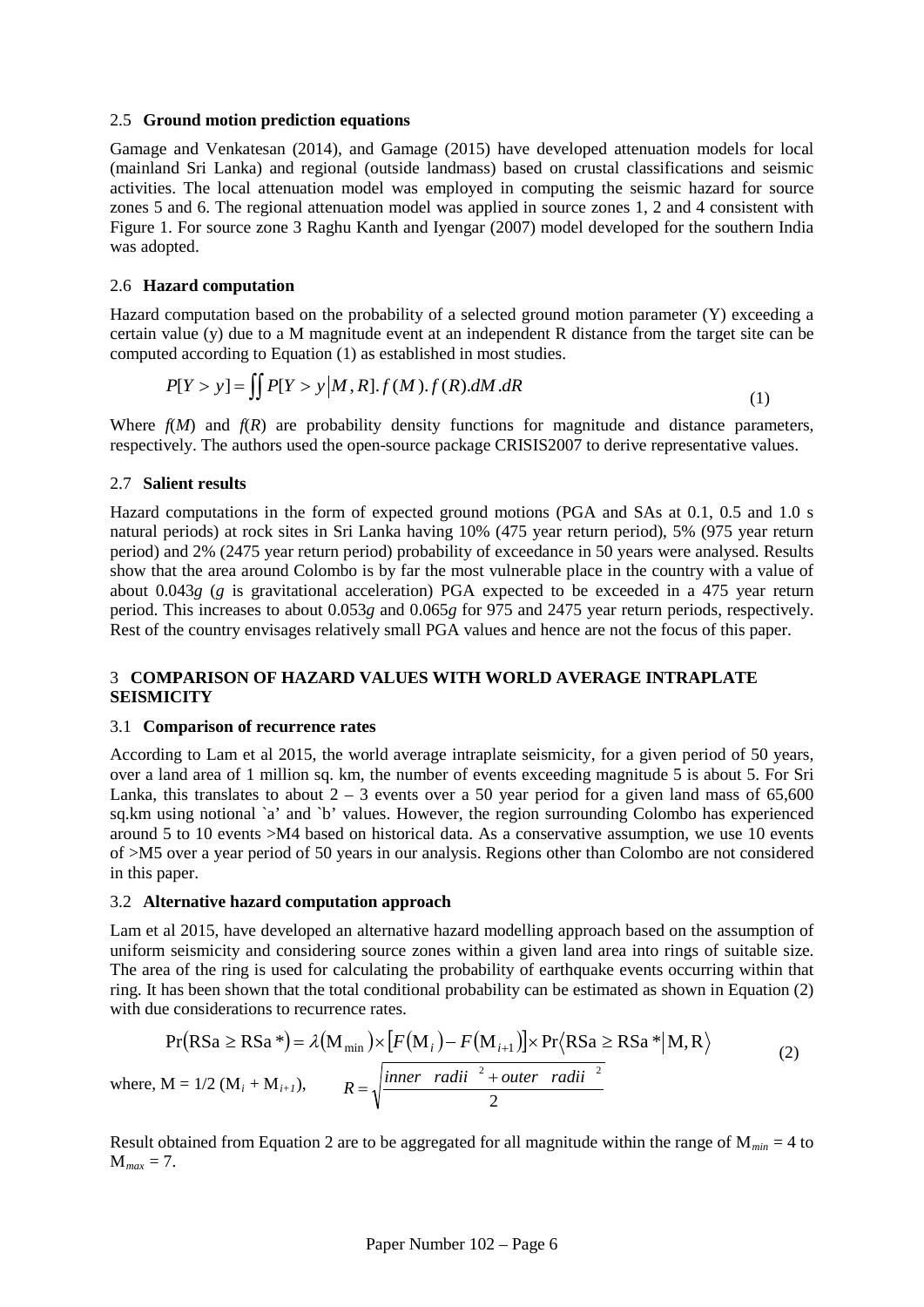### 2.5 Ground motion prediction equations

Gamage and Venkatesan (2014), and Gamage (2015) have developed attenuation models for local (mainland Sri Lanka) and regional (outside landmass) based on crustal classifications and seismic activities. The local attenuation model was employed in computing the seismic hazard for source zones 5 and 6. The regional attenuation model was applied in source zones 1, 2 and 4 consistent with Figure 1. For source zone 3 Raghu Kanth and Iyengar (2007) model developed for the southern India was adopted.

### 2.6 Hazard computation

Hazard computation based on the probability of a selected ground motion parameter (Y) exceeding a certain value (y) due to a M magnitude event at an independent R distance from the target site can be computed according to Equation (1) as established in most studies.

$$P[Y > y] = \iint P[Y > y | M, R].f(M).f(R).dM.dR \tag{1}$$

Where $f(M)$ and $f(R)$ are probability density functions for magnitude and distance parameters, respectively. The authors used the open-source package CRISIS2007 to derive representative values.

### 2.7 Salient results

Hazard computations in the form of expected ground motions (PGA and SAs at 0.1, 0.5 and 1.0 s natural periods) at rock sites in Sri Lanka having 10% (475 year return period), 5% (975 year return period) and 2% (2475 year return period) probability of exceedance in 50 years were analysed. Results show that the area around Colombo is by far the most vulnerable place in the country with a value of about 0.043*g* (*g* is gravitational acceleration) PGA expected to be exceeded in a 475 year return period. This increases to about 0.053*g* and 0.065*g* for 975 and 2475 year return periods, respectively. Rest of the country envisages relatively small PGA values and hence are not the focus of this paper.

## 3 COMPARISON OF HAZARD VALUES WITH WORLD AVERAGE INTRAPLATE SEISMICITY

### 3.1 Comparison of recurrence rates

According to Lam et al 2015, the world average intraplate seismicity, for a given period of 50 years, over a land area of 1 million sq. km, the number of events exceeding magnitude 5 is about 5. For Sri Lanka, this translates to about 2 – 3 events over a 50 year period for a given land mass of 65,600 sq.km using notional `a' and `b' values. However, the region surrounding Colombo has experienced around 5 to 10 events >M4 based on historical data. As a conservative assumption, we use 10 events of >M5 over a year period of 50 years in our analysis. Regions other than Colombo are not considered in this paper.

### 3.2 Alternative hazard computation approach

Lam et al 2015, have developed an alternative hazard modelling approach based on the assumption of uniform seismicity and considering source zones within a given land area into rings of suitable size. The area of the ring is used for calculating the probability of earthquake events occurring within that ring. It has been shown that the total conditional probability can be estimated as shown in Equation (2) with due considerations to recurrence rates.

$$\Pr(\mathrm{RSa} \geq \mathrm{RSa}^*) = \lambda(\mathrm{M}_{\min}) \times [F(\mathrm{M}_i) - F(\mathrm{M}_{i+1})] \times \Pr\langle \mathrm{RSa} \geq \mathrm{RSa}^* | \mathrm{M}, \mathrm{R} \rangle \tag{2}$$

where, $M = 1/2\,(M_i + M_{i+1})$, $\quad R = \sqrt{\dfrac{inner\ \ radii^{\,2} + outer\ \ radii^{\,2}}{2}}$

Result obtained from Equation 2 are to be aggregated for all magnitude within the range of $M_{min}$ = 4 to $M_{max}$ = 7.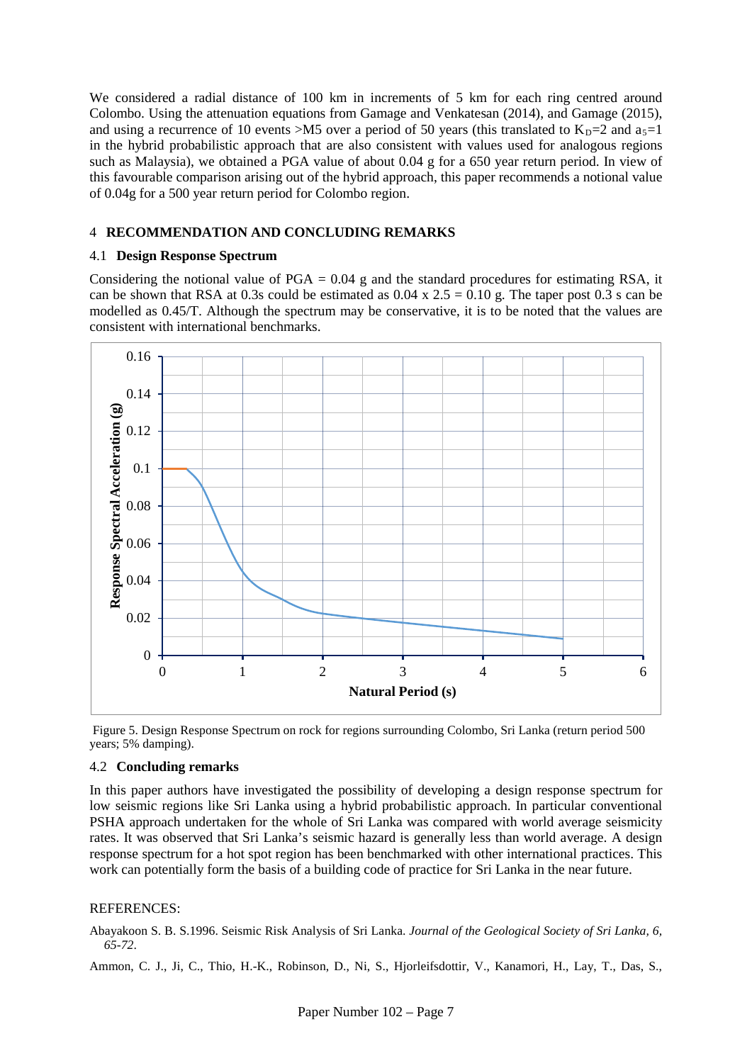We considered a radial distance of 100 km in increments of 5 km for each ring centred around Colombo. Using the attenuation equations from Gamage and Venkatesan (2014), and Gamage (2015), and using a recurrence of 10 events >M5 over a period of 50 years (this translated to $K_D$=2 and $a_5$=1 in the hybrid probabilistic approach that are also consistent with values used for analogous regions such as Malaysia), we obtained a PGA value of about 0.04 g for a 650 year return period. In view of this favourable comparison arising out of the hybrid approach, this paper recommends a notional value of 0.04g for a 500 year return period for Colombo region.

## 4 RECOMMENDATION AND CONCLUDING REMARKS

### 4.1 Design Response Spectrum

Considering the notional value of PGA = 0.04 g and the standard procedures for estimating RSA, it can be shown that RSA at 0.3s could be estimated as 0.04 x 2.5 = 0.10 g. The taper post 0.3 s can be modelled as 0.45/T. Although the spectrum may be conservative, it is to be noted that the values are consistent with international benchmarks.

Figure 5. Design Response Spectrum on rock for regions surrounding Colombo, Sri Lanka (return period 500 years; 5% damping).

### 4.2 Concluding remarks

In this paper authors have investigated the possibility of developing a design response spectrum for low seismic regions like Sri Lanka using a hybrid probabilistic approach. In particular conventional PSHA approach undertaken for the whole of Sri Lanka was compared with world average seismicity rates. It was observed that Sri Lanka's seismic hazard is generally less than world average. A design response spectrum for a hot spot region has been benchmarked with other international practices. This work can potentially form the basis of a building code of practice for Sri Lanka in the near future.

REFERENCES:

Abayakoon S. B. S.1996. Seismic Risk Analysis of Sri Lanka. *Journal of the Geological Society of Sri Lanka, 6, 65-72*.

Ammon, C. J., Ji, C., Thio, H.-K., Robinson, D., Ni, S., Hjorleifsdottir, V., Kanamori, H., Lay, T., Das, S.,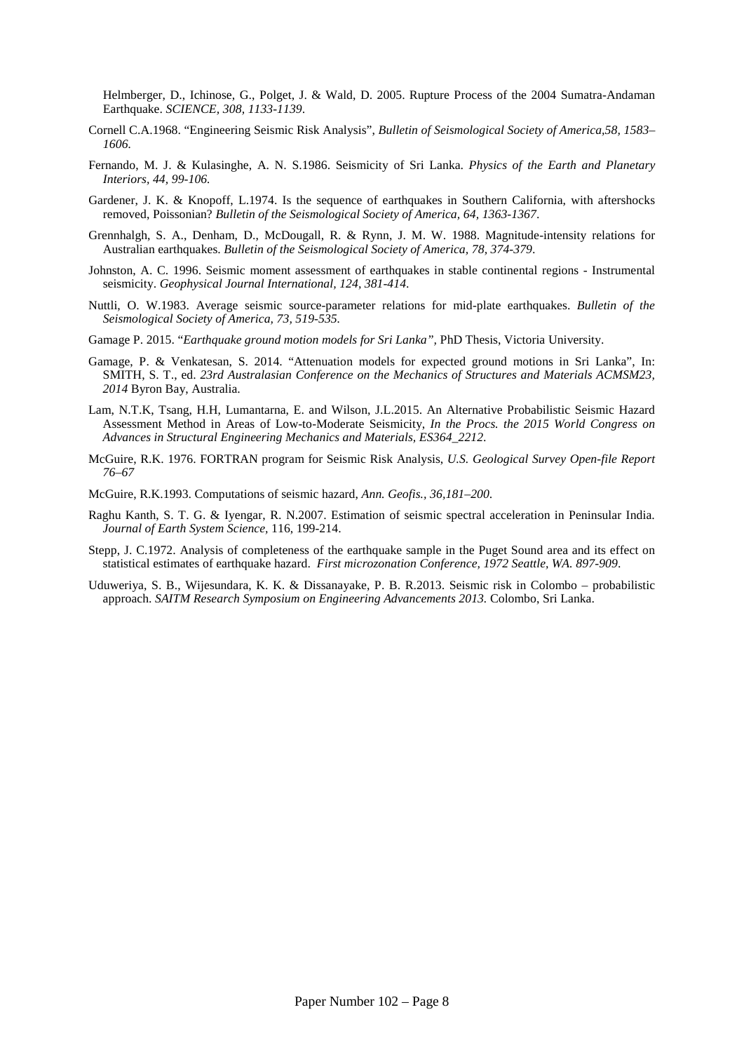Helmberger, D., Ichinose, G., Polget, J. & Wald, D. 2005. Rupture Process of the 2004 Sumatra-Andaman Earthquake. *SCIENCE, 308, 1133-1139*.

Cornell C.A.1968. "Engineering Seismic Risk Analysis", *Bulletin of Seismological Society of America,58, 1583–1606.*

Fernando, M. J. & Kulasinghe, A. N. S.1986. Seismicity of Sri Lanka. *Physics of the Earth and Planetary Interiors, 44, 99-106.*

Gardener, J. K. & Knopoff, L.1974. Is the sequence of earthquakes in Southern California, with aftershocks removed, Poissonian? *Bulletin of the Seismological Society of America, 64, 1363-1367*.

Grennhalgh, S. A., Denham, D., McDougall, R. & Rynn, J. M. W. 1988. Magnitude-intensity relations for Australian earthquakes. *Bulletin of the Seismological Society of America, 78, 374-379*.

Johnston, A. C. 1996. Seismic moment assessment of earthquakes in stable continental regions - Instrumental seismicity. *Geophysical Journal International, 124, 381-414.*

Nuttli, O. W.1983. Average seismic source-parameter relations for mid-plate earthquakes. *Bulletin of the Seismological Society of America, 73, 519-535.*

Gamage P. 2015. "*Earthquake ground motion models for Sri Lanka",* PhD Thesis, Victoria University.

Gamage, P. & Venkatesan, S. 2014. "Attenuation models for expected ground motions in Sri Lanka", In: SMITH, S. T., ed. *23rd Australasian Conference on the Mechanics of Structures and Materials ACMSM23, 2014* Byron Bay, Australia.

Lam, N.T.K, Tsang, H.H, Lumantarna, E. and Wilson, J.L.2015. An Alternative Probabilistic Seismic Hazard Assessment Method in Areas of Low-to-Moderate Seismicity, *In the Procs. the 2015 World Congress on Advances in Structural Engineering Mechanics and Materials, ES364_2212.*

McGuire, R.K. 1976. FORTRAN program for Seismic Risk Analysis, *U.S. Geological Survey Open-file Report 76–67*

McGuire, R.K.1993. Computations of seismic hazard, *Ann. Geofis., 36,181–200.*

Raghu Kanth, S. T. G. & Iyengar, R. N.2007. Estimation of seismic spectral acceleration in Peninsular India. *Journal of Earth System Science,* 116, 199-214.

Stepp, J. C.1972. Analysis of completeness of the earthquake sample in the Puget Sound area and its effect on statistical estimates of earthquake hazard. *First microzonation Conference, 1972 Seattle, WA. 897-909*.

Uduweriya, S. B., Wijesundara, K. K. & Dissanayake, P. B. R.2013. Seismic risk in Colombo – probabilistic approach. *SAITM Research Symposium on Engineering Advancements 2013.* Colombo, Sri Lanka.